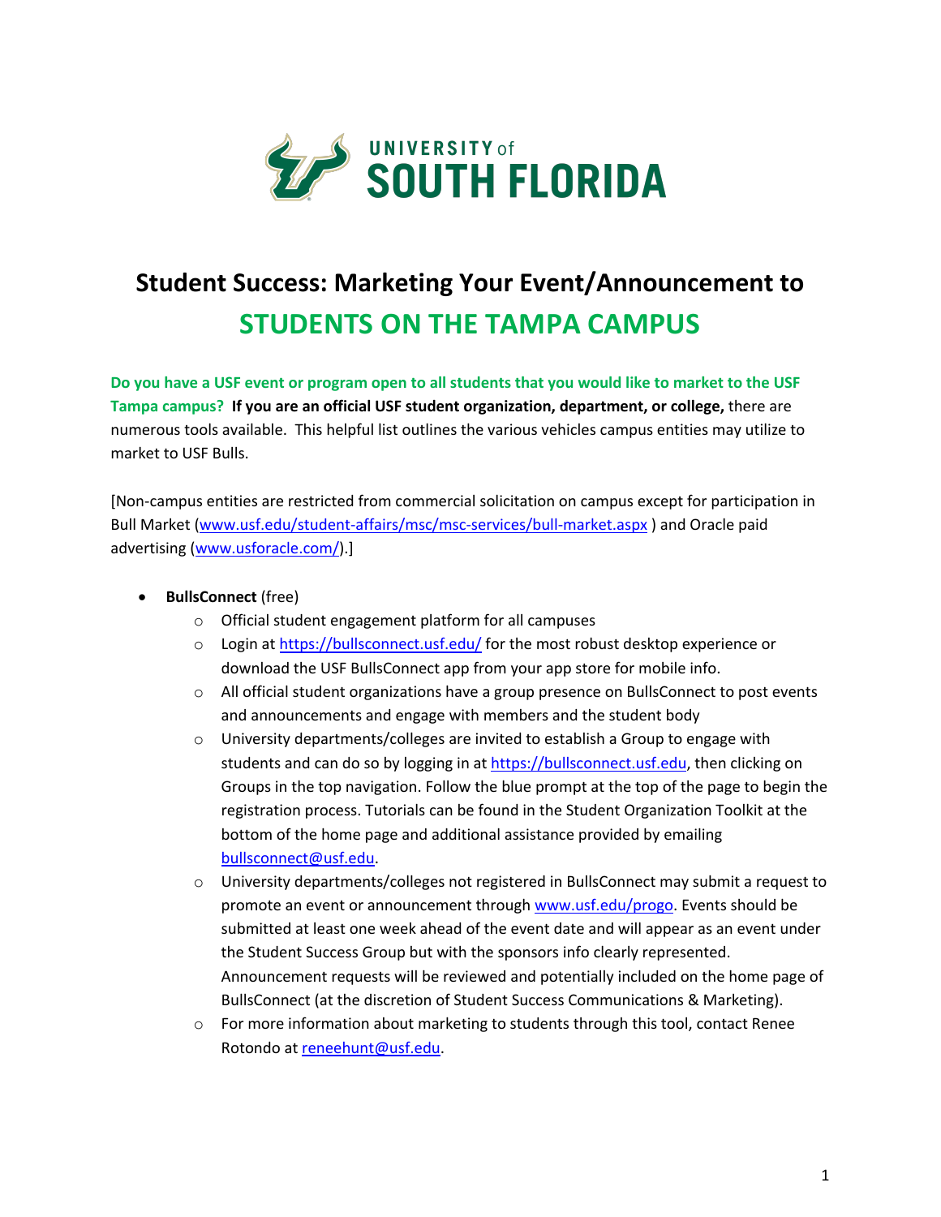# Student Success: Marketing Your Event/Announcement to STUDENTS ON THE TAMPA CAMPUS

**Do you have a USF event or program open to all students that you would like to market to the USF Tampa campus? If you are an official USF student organization, department, or college,** there are numerous tools available. This helpful list outlines the various vehicles campus entities may utilize to market to USF Bulls.

[Non-campus entities are restricted from commercial solicitation on campus except for participation in Bull Market (www.usf.edu/student-affairs/msc/msc-services/bull-market.aspx ) and Oracle paid advertising (www.usforacle.com/).]

- **BullsConnect** (free)
  - Official student engagement platform for all campuses
  - Login at https://bullsconnect.usf.edu/ for the most robust desktop experience or download the USF BullsConnect app from your app store for mobile info.
  - All official student organizations have a group presence on BullsConnect to post events and announcements and engage with members and the student body
  - University departments/colleges are invited to establish a Group to engage with students and can do so by logging in at https://bullsconnect.usf.edu, then clicking on Groups in the top navigation. Follow the blue prompt at the top of the page to begin the registration process. Tutorials can be found in the Student Organization Toolkit at the bottom of the home page and additional assistance provided by emailing bullsconnect@usf.edu.
  - University departments/colleges not registered in BullsConnect may submit a request to promote an event or announcement through www.usf.edu/progo. Events should be submitted at least one week ahead of the event date and will appear as an event under the Student Success Group but with the sponsors info clearly represented. Announcement requests will be reviewed and potentially included on the home page of BullsConnect (at the discretion of Student Success Communications & Marketing).
  - For more information about marketing to students through this tool, contact Renee Rotondo at reneehunt@usf.edu.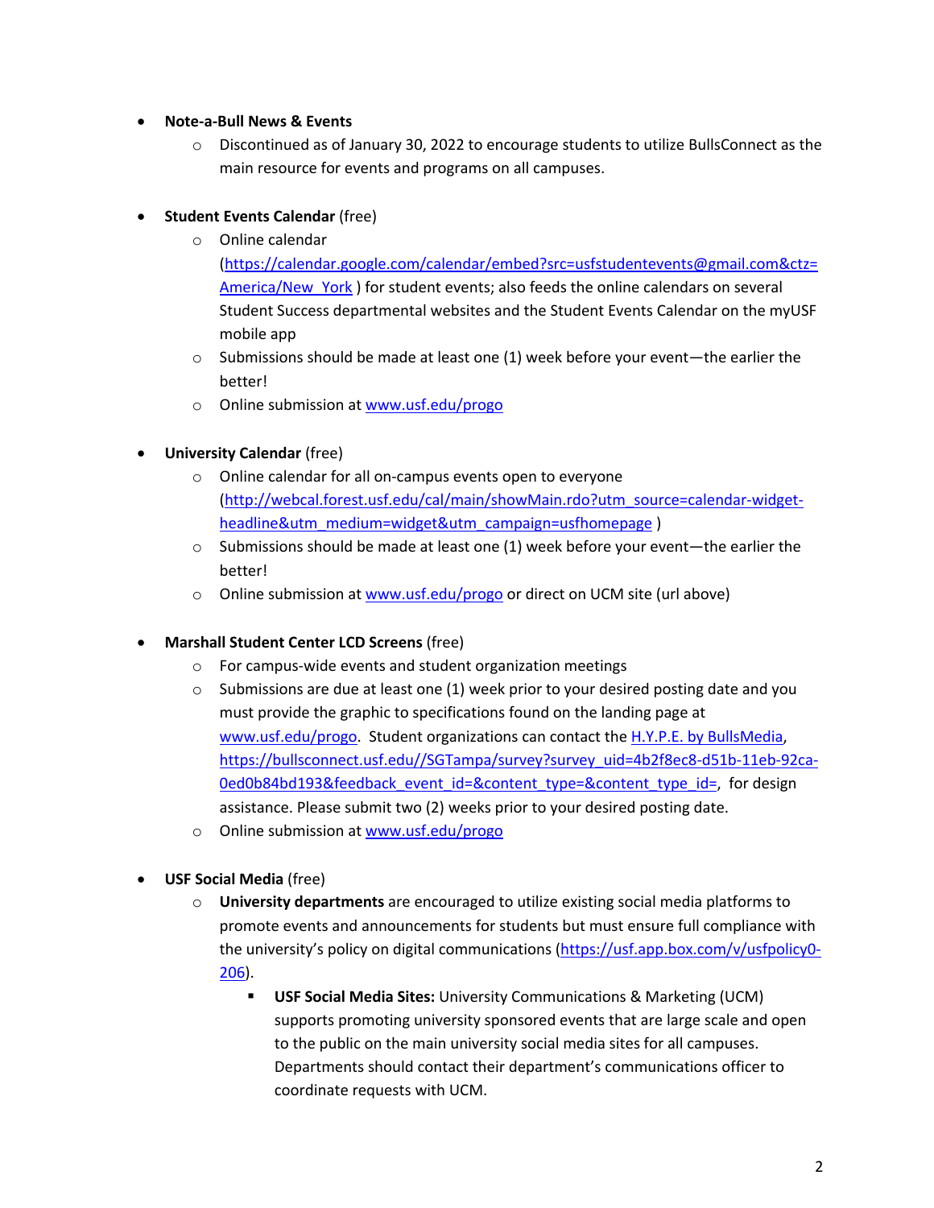- **Note-a-Bull News & Events**
  - Discontinued as of January 30, 2022 to encourage students to utilize BullsConnect as the main resource for events and programs on all campuses.

- **Student Events Calendar** (free)
  - Online calendar (https://calendar.google.com/calendar/embed?src=usfstudentevents@gmail.com&ctz=America/New_York ) for student events; also feeds the online calendars on several Student Success departmental websites and the Student Events Calendar on the myUSF mobile app
  - Submissions should be made at least one (1) week before your event—the earlier the better!
  - Online submission at www.usf.edu/progo

- **University Calendar** (free)
  - Online calendar for all on-campus events open to everyone (http://webcal.forest.usf.edu/cal/main/showMain.rdo?utm_source=calendar-widget-headline&utm_medium=widget&utm_campaign=usfhomepage )
  - Submissions should be made at least one (1) week before your event—the earlier the better!
  - Online submission at www.usf.edu/progo or direct on UCM site (url above)

- **Marshall Student Center LCD Screens** (free)
  - For campus-wide events and student organization meetings
  - Submissions are due at least one (1) week prior to your desired posting date and you must provide the graphic to specifications found on the landing page at www.usf.edu/progo. Student organizations can contact the H.Y.P.E. by BullsMedia, https://bullsconnect.usf.edu//SGTampa/survey?survey_uid=4b2f8ec8-d51b-11eb-92ca-0ed0b84bd193&feedback_event_id=&content_type=&content_type_id=, for design assistance. Please submit two (2) weeks prior to your desired posting date.
  - Online submission at www.usf.edu/progo

- **USF Social Media** (free)
  - **University departments** are encouraged to utilize existing social media platforms to promote events and announcements for students but must ensure full compliance with the university's policy on digital communications (https://usf.app.box.com/v/usfpolicy0-206).
    - **USF Social Media Sites:** University Communications & Marketing (UCM) supports promoting university sponsored events that are large scale and open to the public on the main university social media sites for all campuses. Departments should contact their department's communications officer to coordinate requests with UCM.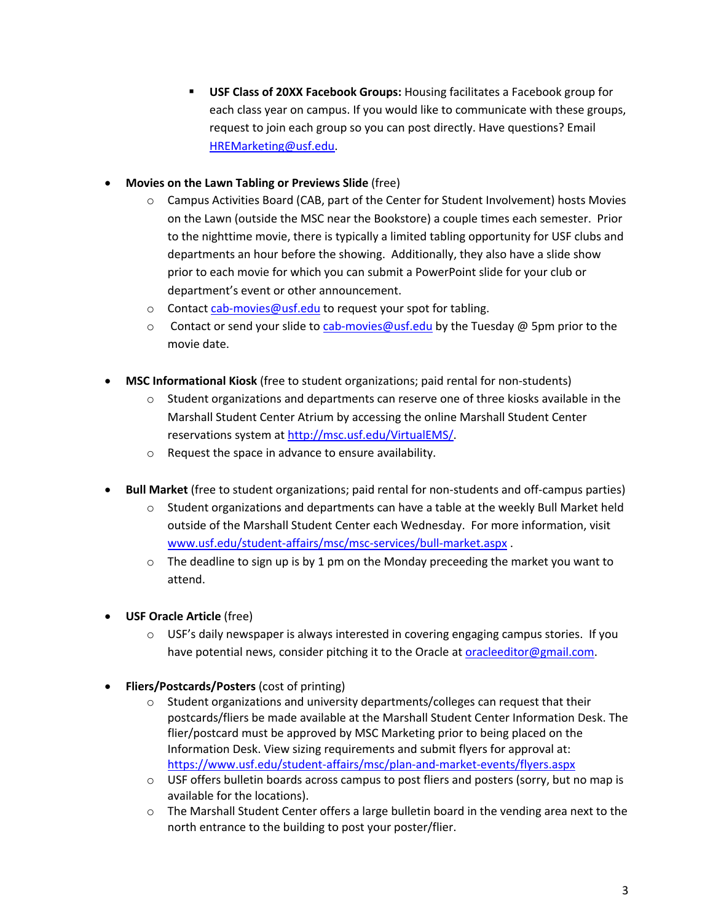- **USF Class of 20XX Facebook Groups:** Housing facilitates a Facebook group for each class year on campus. If you would like to communicate with these groups, request to join each group so you can post directly. Have questions? Email HREMarketing@usf.edu.

- **Movies on the Lawn Tabling or Previews Slide** (free)
  - Campus Activities Board (CAB, part of the Center for Student Involvement) hosts Movies on the Lawn (outside the MSC near the Bookstore) a couple times each semester. Prior to the nighttime movie, there is typically a limited tabling opportunity for USF clubs and departments an hour before the showing. Additionally, they also have a slide show prior to each movie for which you can submit a PowerPoint slide for your club or department's event or other announcement.
  - Contact cab-movies@usf.edu to request your spot for tabling.
  - Contact or send your slide to cab-movies@usf.edu by the Tuesday @ 5pm prior to the movie date.

- **MSC Informational Kiosk** (free to student organizations; paid rental for non-students)
  - Student organizations and departments can reserve one of three kiosks available in the Marshall Student Center Atrium by accessing the online Marshall Student Center reservations system at http://msc.usf.edu/VirtualEMS/.
  - Request the space in advance to ensure availability.

- **Bull Market** (free to student organizations; paid rental for non-students and off-campus parties)
  - Student organizations and departments can have a table at the weekly Bull Market held outside of the Marshall Student Center each Wednesday. For more information, visit www.usf.edu/student-affairs/msc/msc-services/bull-market.aspx .
  - The deadline to sign up is by 1 pm on the Monday preceeding the market you want to attend.

- **USF Oracle Article** (free)
  - USF's daily newspaper is always interested in covering engaging campus stories. If you have potential news, consider pitching it to the Oracle at oracleeditor@gmail.com.

- **Fliers/Postcards/Posters** (cost of printing)
  - Student organizations and university departments/colleges can request that their postcards/fliers be made available at the Marshall Student Center Information Desk. The flier/postcard must be approved by MSC Marketing prior to being placed on the Information Desk. View sizing requirements and submit flyers for approval at: https://www.usf.edu/student-affairs/msc/plan-and-market-events/flyers.aspx
  - USF offers bulletin boards across campus to post fliers and posters (sorry, but no map is available for the locations).
  - The Marshall Student Center offers a large bulletin board in the vending area next to the north entrance to the building to post your poster/flier.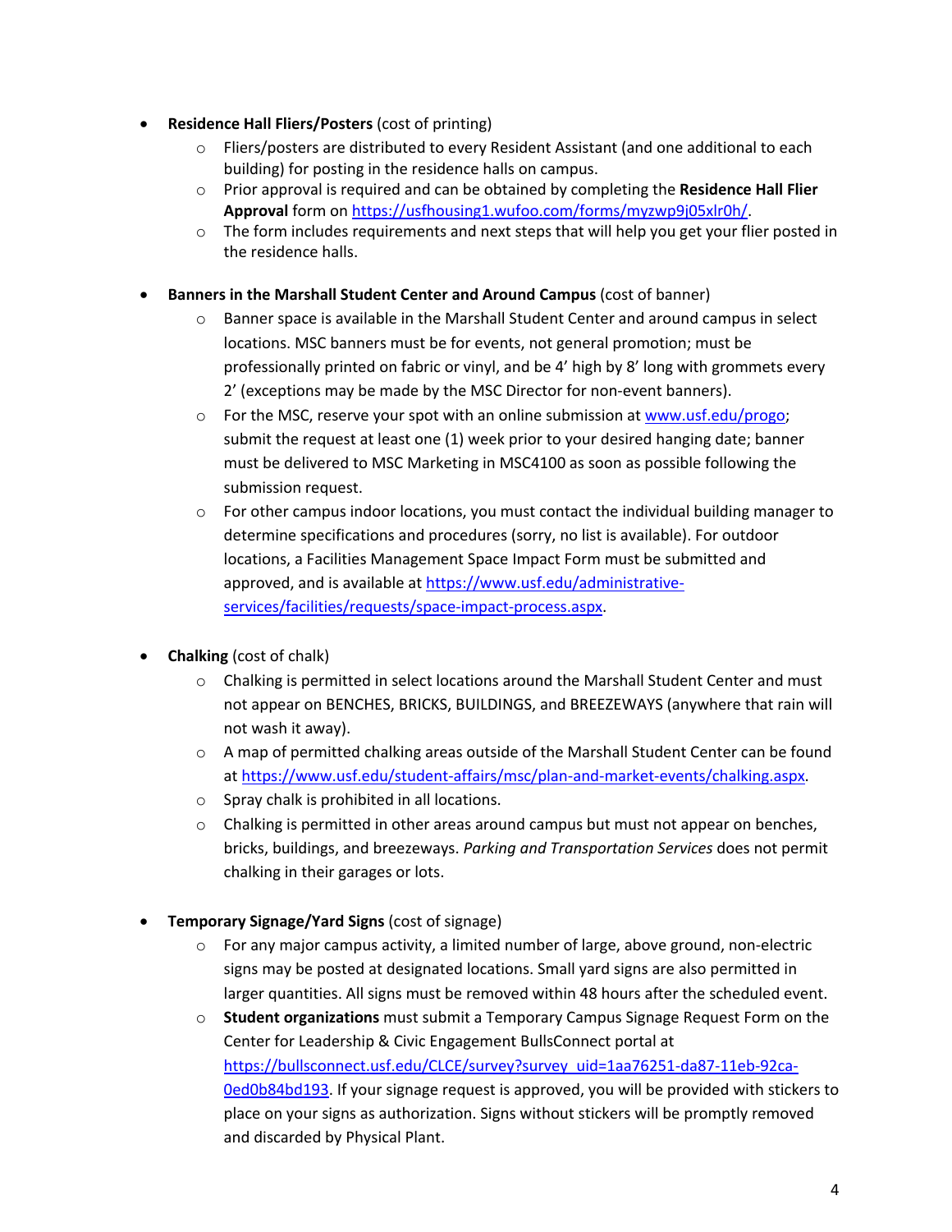- **Residence Hall Fliers/Posters** (cost of printing)
  - Fliers/posters are distributed to every Resident Assistant (and one additional to each building) for posting in the residence halls on campus.
  - Prior approval is required and can be obtained by completing the **Residence Hall Flier Approval** form on https://usfhousing1.wufoo.com/forms/myzwp9j05xlr0h/.
  - The form includes requirements and next steps that will help you get your flier posted in the residence halls.

- **Banners in the Marshall Student Center and Around Campus** (cost of banner)
  - Banner space is available in the Marshall Student Center and around campus in select locations. MSC banners must be for events, not general promotion; must be professionally printed on fabric or vinyl, and be 4' high by 8' long with grommets every 2' (exceptions may be made by the MSC Director for non-event banners).
  - For the MSC, reserve your spot with an online submission at www.usf.edu/progo; submit the request at least one (1) week prior to your desired hanging date; banner must be delivered to MSC Marketing in MSC4100 as soon as possible following the submission request.
  - For other campus indoor locations, you must contact the individual building manager to determine specifications and procedures (sorry, no list is available). For outdoor locations, a Facilities Management Space Impact Form must be submitted and approved, and is available at https://www.usf.edu/administrative-services/facilities/requests/space-impact-process.aspx.

- **Chalking** (cost of chalk)
  - Chalking is permitted in select locations around the Marshall Student Center and must not appear on BENCHES, BRICKS, BUILDINGS, and BREEZEWAYS (anywhere that rain will not wash it away).
  - A map of permitted chalking areas outside of the Marshall Student Center can be found at https://www.usf.edu/student-affairs/msc/plan-and-market-events/chalking.aspx.
  - Spray chalk is prohibited in all locations.
  - Chalking is permitted in other areas around campus but must not appear on benches, bricks, buildings, and breezeways. *Parking and Transportation Services* does not permit chalking in their garages or lots.

- **Temporary Signage/Yard Signs** (cost of signage)
  - For any major campus activity, a limited number of large, above ground, non-electric signs may be posted at designated locations. Small yard signs are also permitted in larger quantities. All signs must be removed within 48 hours after the scheduled event.
  - **Student organizations** must submit a Temporary Campus Signage Request Form on the Center for Leadership & Civic Engagement BullsConnect portal at https://bullsconnect.usf.edu/CLCE/survey?survey_uid=1aa76251-da87-11eb-92ca-0ed0b84bd193. If your signage request is approved, you will be provided with stickers to place on your signs as authorization. Signs without stickers will be promptly removed and discarded by Physical Plant.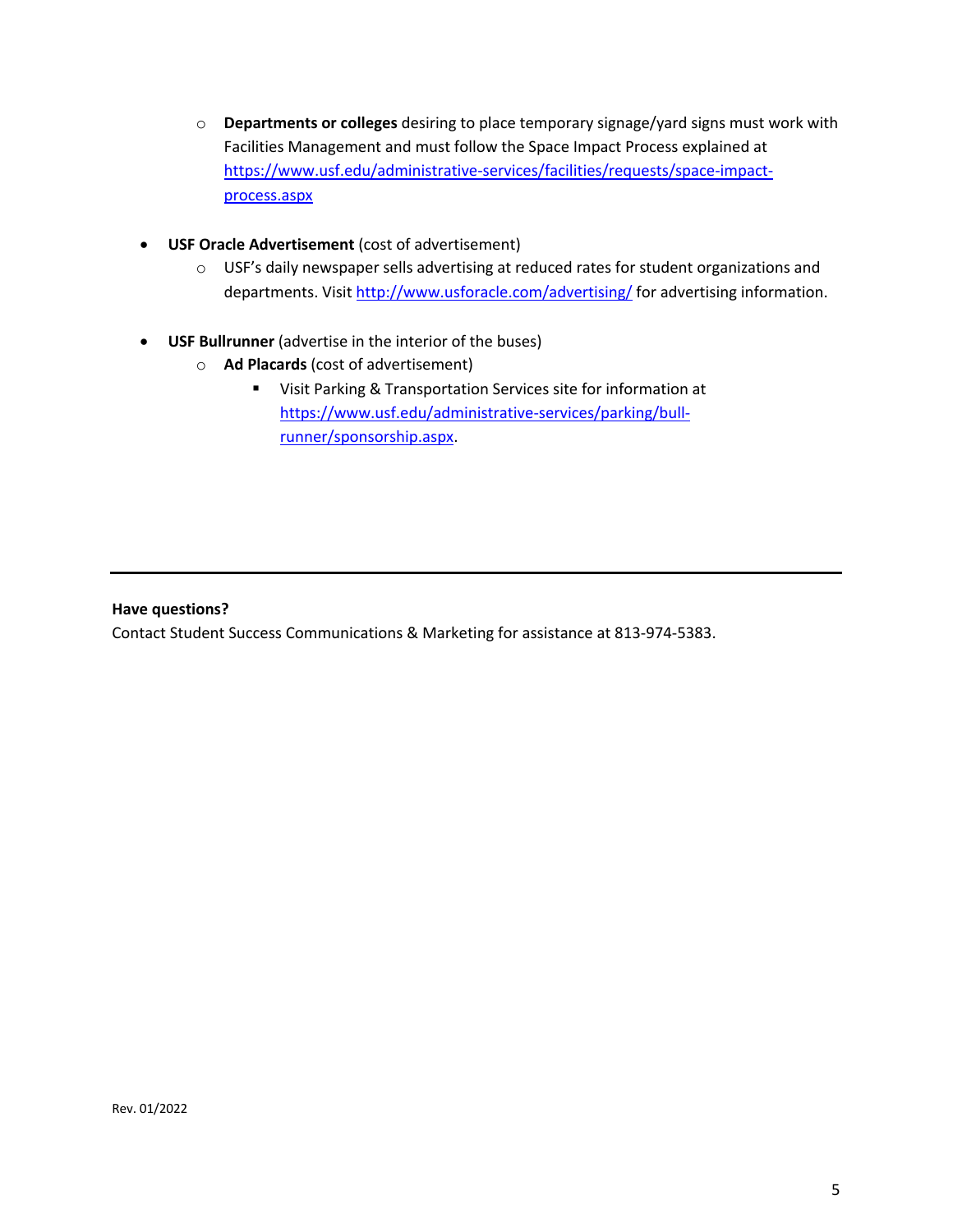- **Departments or colleges** desiring to place temporary signage/yard signs must work with Facilities Management and must follow the Space Impact Process explained at https://www.usf.edu/administrative-services/facilities/requests/space-impact-process.aspx

- **USF Oracle Advertisement** (cost of advertisement)
  - USF's daily newspaper sells advertising at reduced rates for student organizations and departments. Visit http://www.usforacle.com/advertising/ for advertising information.

- **USF Bullrunner** (advertise in the interior of the buses)
  - **Ad Placards** (cost of advertisement)
    - Visit Parking & Transportation Services site for information at https://www.usf.edu/administrative-services/parking/bull-runner/sponsorship.aspx.

---

**Have questions?**

Contact Student Success Communications & Marketing for assistance at 813-974-5383.

Rev. 01/2022